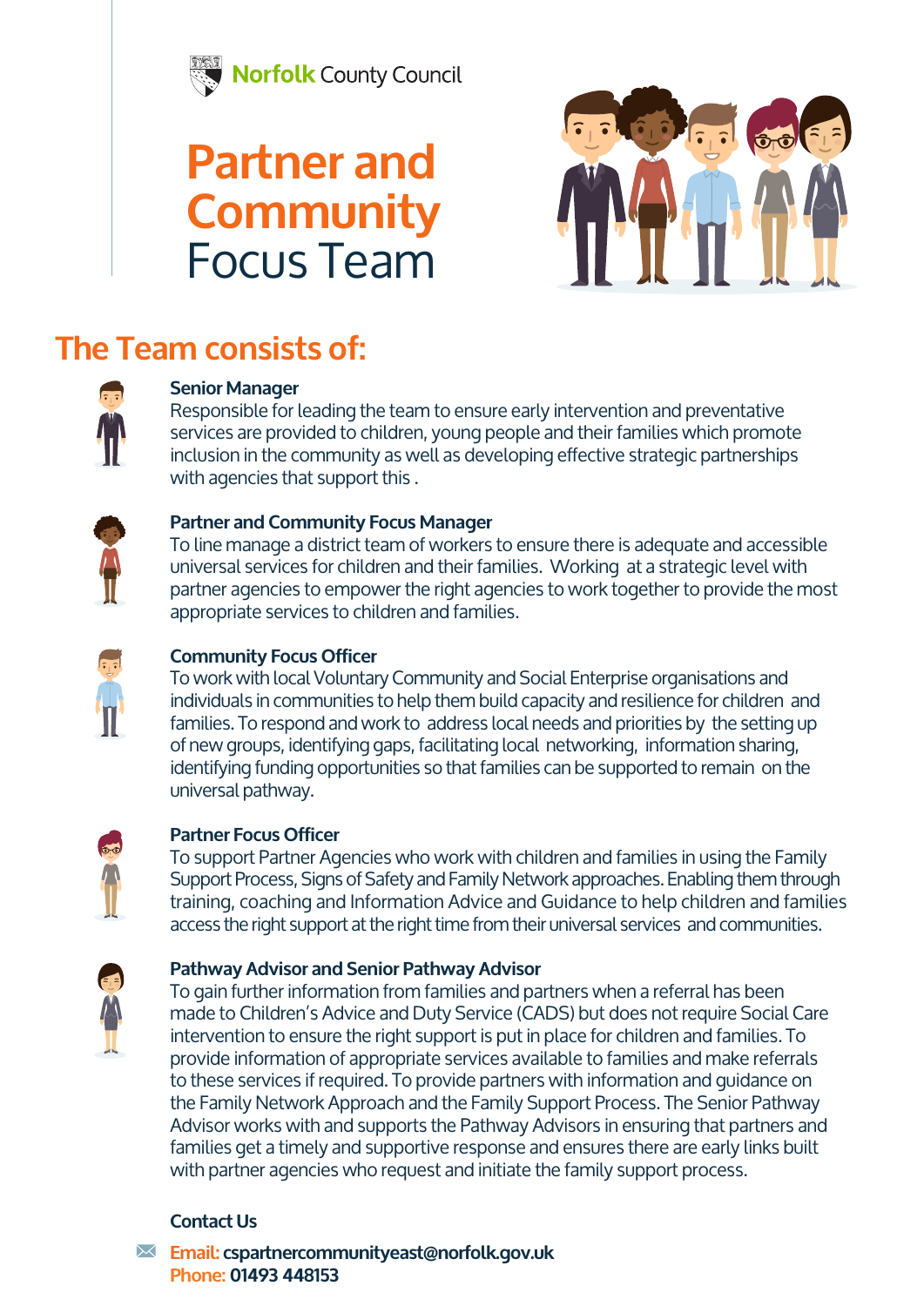Norfolk County Council

# Partner and Community Focus Team

## The Team consists of:

**Senior Manager**
Responsible for leading the team to ensure early intervention and preventative services are provided to children, young people and their families which promote inclusion in the community as well as developing effective strategic partnerships with agencies that support this .

**Partner and Community Focus Manager**
To line manage a district team of workers to ensure there is adequate and accessible universal services for children and their families. Working at a strategic level with partner agencies to empower the right agencies to work together to provide the most appropriate services to children and families.

**Community Focus Officer**
To work with local Voluntary Community and Social Enterprise organisations and individuals in communities to help them build capacity and resilience for children and families. To respond and work to address local needs and priorities by the setting up of new groups, identifying gaps, facilitating local networking, information sharing, identifying funding opportunities so that families can be supported to remain on the universal pathway.

**Partner Focus Officer**
To support Partner Agencies who work with children and families in using the Family Support Process, Signs of Safety and Family Network approaches. Enabling them through training, coaching and Information Advice and Guidance to help children and families access the right support at the right time from their universal services and communities.

**Pathway Advisor and Senior Pathway Advisor**
To gain further information from families and partners when a referral has been made to Children's Advice and Duty Service (CADS) but does not require Social Care intervention to ensure the right support is put in place for children and families. To provide information of appropriate services available to families and make referrals to these services if required. To provide partners with information and guidance on the Family Network Approach and the Family Support Process. The Senior Pathway Advisor works with and supports the Pathway Advisors in ensuring that partners and families get a timely and supportive response and ensures there are early links built with partner agencies who request and initiate the family support process.

**Contact Us**

**Email:** cspartnercommunityeast@norfolk.gov.uk
**Phone:** 01493 448153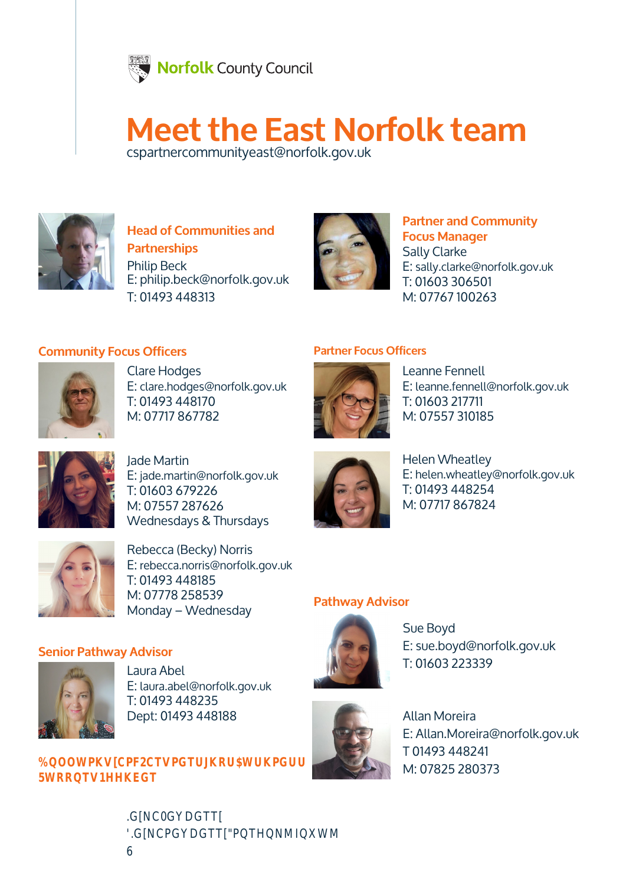# Meet the East Norfolk team

cspartnercommunityeast@norfolk.gov.uk

### Head of Communities and Partnerships

Philip Beck
E: philip.beck@norfolk.gov.uk
T: 01493 448313

### Partner and Community Focus Manager

Sally Clarke
E: sally.clarke@norfolk.gov.uk
T: 01603 306501
M: 07767 100263

### Community Focus Officers

Clare Hodges
E: clare.hodges@norfolk.gov.uk
T: 01493 448170
M: 07717 867782

Jade Martin
E: jade.martin@norfolk.gov.uk
T: 01603 679226
M: 07557 287626
Wednesdays & Thursdays

Rebecca (Becky) Norris
E: rebecca.norris@norfolk.gov.uk
T: 01493 448185
M: 07778 258539
Monday – Wednesday

### Senior Pathway Advisor

Laura Abel
E: laura.abel@norfolk.gov.uk
T: 01493 448235
Dept: 01493 448188

### Community and Partnerships Business Support Officer

Leyla Newberry
E: Leyla.Newberry@norfolk.gov.uk
T:

### Partner Focus Officers

Leanne Fennell
E: leanne.fennell@norfolk.gov.uk
T: 01603 217711
M: 07557 310185

Helen Wheatley
E: helen.wheatley@norfolk.gov.uk
T: 01493 448254
M: 07717 867824

### Pathway Advisor

Sue Boyd
E: sue.boyd@norfolk.gov.uk
T: 01603 223339

Allan Moreira
E: Allan.Moreira@norfolk.gov.uk
T 01493 448241
M: 07825 280373